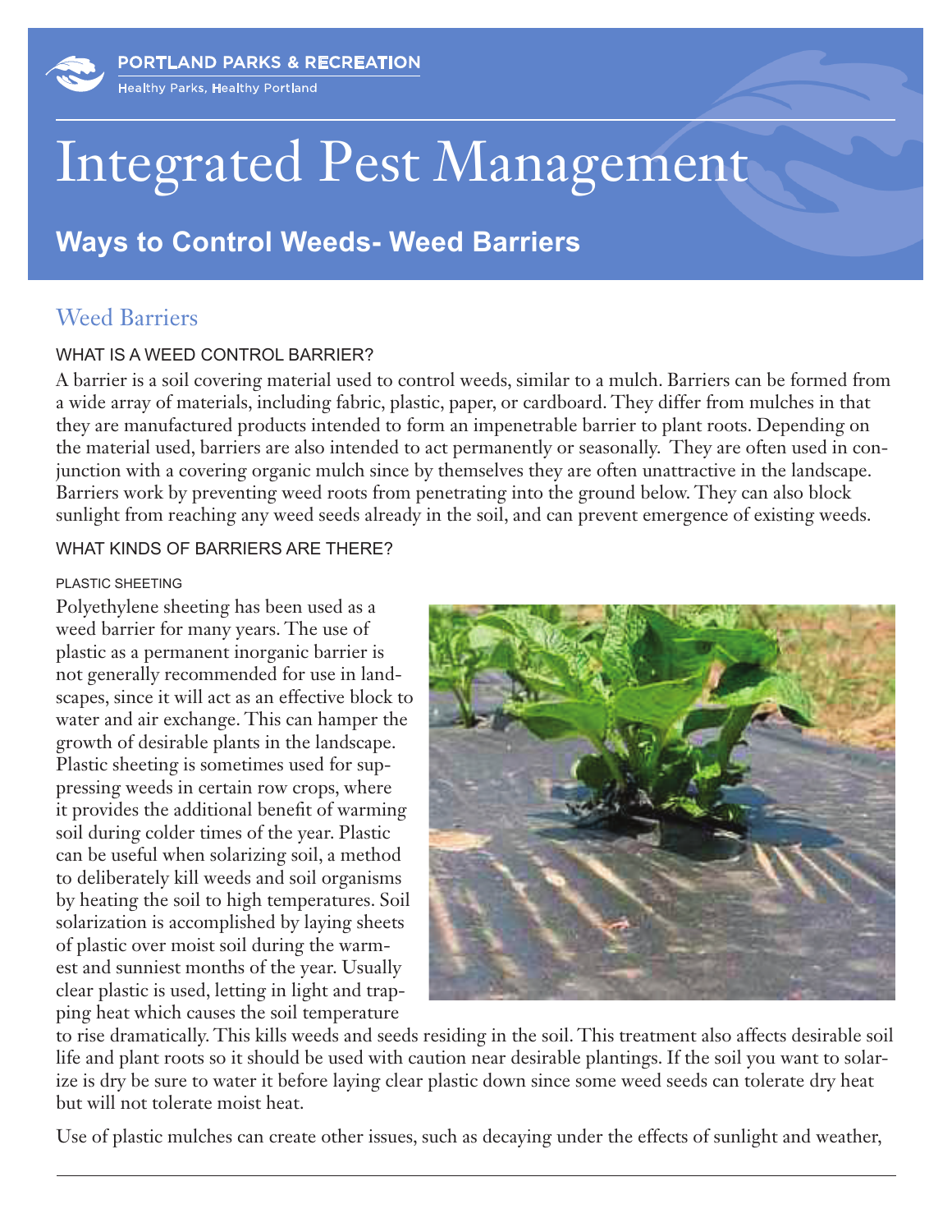PORTLAND PARKS & RECREATION

Healthy Parks, Healthy Portland

# Integrated Pest Management

## Ways to Control Weeds- Weed Barriers

## Weed Barriers

### WHAT IS A WEED CONTROL BARRIER?

A barrier is a soil covering material used to control weeds, similar to a mulch. Barriers can be formed from a wide array of materials, including fabric, plastic, paper, or cardboard. They differ from mulches in that they are manufactured products intended to form an impenetrable barrier to plant roots. Depending on the material used, barriers are also intended to act permanently or seasonally. They are often used in conjunction with a covering organic mulch since by themselves they are often unattractive in the landscape. Barriers work by preventing weed roots from penetrating into the ground below. They can also block sunlight from reaching any weed seeds already in the soil, and can prevent emergence of existing weeds.

### WHAT KINDS OF BARRIERS ARE THERE?

#### PLASTIC SHEETING

Polyethylene sheeting has been used as a weed barrier for many years. The use of plastic as a permanent inorganic barrier is not generally recommended for use in landscapes, since it will act as an effective block to water and air exchange. This can hamper the growth of desirable plants in the landscape. Plastic sheeting is sometimes used for suppressing weeds in certain row crops, where it provides the additional benefit of warming soil during colder times of the year. Plastic can be useful when solarizing soil, a method to deliberately kill weeds and soil organisms by heating the soil to high temperatures. Soil solarization is accomplished by laying sheets of plastic over moist soil during the warmest and sunniest months of the year. Usually clear plastic is used, letting in light and trapping heat which causes the soil temperature to rise dramatically. This kills weeds and seeds residing in the soil. This treatment also affects desirable soil life and plant roots so it should be used with caution near desirable plantings. If the soil you want to solarize is dry be sure to water it before laying clear plastic down since some weed seeds can tolerate dry heat but will not tolerate moist heat.

Use of plastic mulches can create other issues, such as decaying under the effects of sunlight and weather,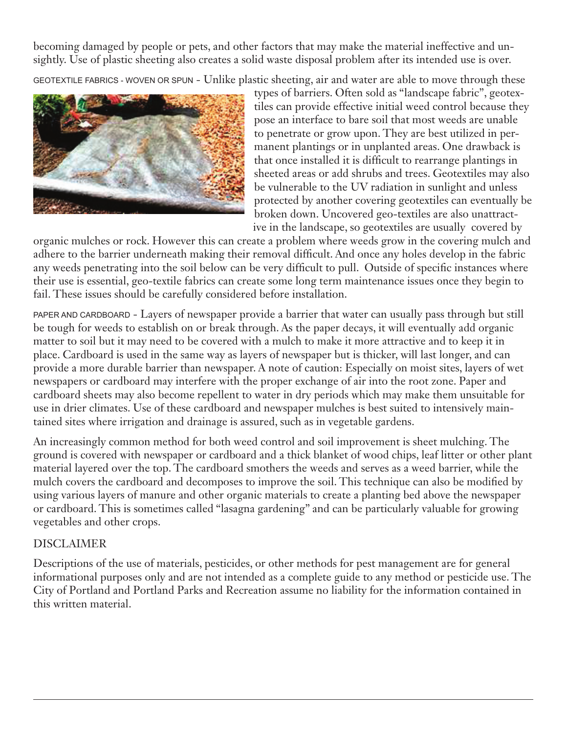becoming damaged by people or pets, and other factors that may make the material ineffective and unsightly. Use of plastic sheeting also creates a solid waste disposal problem after its intended use is over.

GEOTEXTILE FABRICS - WOVEN OR SPUN - Unlike plastic sheeting, air and water are able to move through these types of barriers. Often sold as "landscape fabric", geotextiles can provide effective initial weed control because they pose an interface to bare soil that most weeds are unable to penetrate or grow upon. They are best utilized in permanent plantings or in unplanted areas. One drawback is that once installed it is difficult to rearrange plantings in sheeted areas or add shrubs and trees. Geotextiles may also be vulnerable to the UV radiation in sunlight and unless protected by another covering geotextiles can eventually be broken down. Uncovered geo-textiles are also unattractive in the landscape, so geotextiles are usually covered by organic mulches or rock. However this can create a problem where weeds grow in the covering mulch and adhere to the barrier underneath making their removal difficult. And once any holes develop in the fabric any weeds penetrating into the soil below can be very difficult to pull. Outside of specific instances where their use is essential, geo-textile fabrics can create some long term maintenance issues once they begin to fail. These issues should be carefully considered before installation.

PAPER AND CARDBOARD - Layers of newspaper provide a barrier that water can usually pass through but still be tough for weeds to establish on or break through. As the paper decays, it will eventually add organic matter to soil but it may need to be covered with a mulch to make it more attractive and to keep it in place. Cardboard is used in the same way as layers of newspaper but is thicker, will last longer, and can provide a more durable barrier than newspaper. A note of caution: Especially on moist sites, layers of wet newspapers or cardboard may interfere with the proper exchange of air into the root zone. Paper and cardboard sheets may also become repellent to water in dry periods which may make them unsuitable for use in drier climates. Use of these cardboard and newspaper mulches is best suited to intensively maintained sites where irrigation and drainage is assured, such as in vegetable gardens.

An increasingly common method for both weed control and soil improvement is sheet mulching. The ground is covered with newspaper or cardboard and a thick blanket of wood chips, leaf litter or other plant material layered over the top. The cardboard smothers the weeds and serves as a weed barrier, while the mulch covers the cardboard and decomposes to improve the soil. This technique can also be modified by using various layers of manure and other organic materials to create a planting bed above the newspaper or cardboard. This is sometimes called "lasagna gardening" and can be particularly valuable for growing vegetables and other crops.

## DISCLAIMER

Descriptions of the use of materials, pesticides, or other methods for pest management are for general informational purposes only and are not intended as a complete guide to any method or pesticide use. The City of Portland and Portland Parks and Recreation assume no liability for the information contained in this written material.